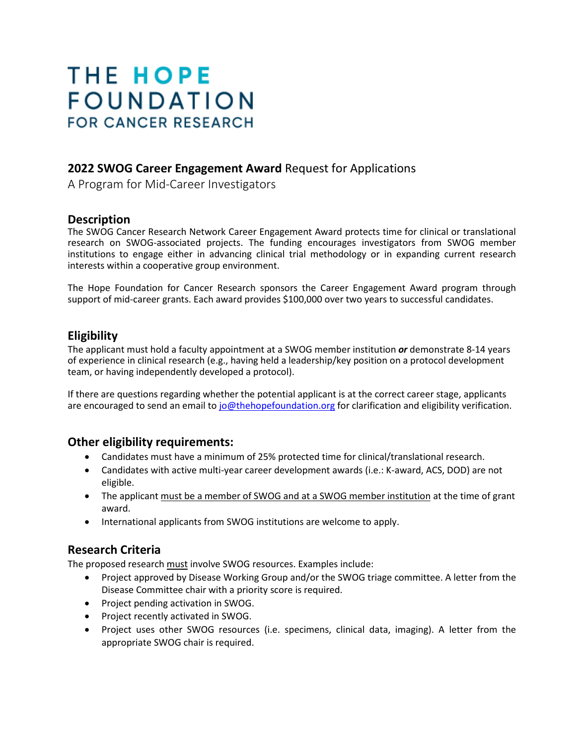# THE HOPE FOUNDATION
## FOR CANCER RESEARCH

## **2022 SWOG Career Engagement Award** Request for Applications

A Program for Mid-Career Investigators

### Description

The SWOG Cancer Research Network Career Engagement Award protects time for clinical or translational research on SWOG-associated projects. The funding encourages investigators from SWOG member institutions to engage either in advancing clinical trial methodology or in expanding current research interests within a cooperative group environment.

The Hope Foundation for Cancer Research sponsors the Career Engagement Award program through support of mid-career grants. Each award provides $100,000 over two years to successful candidates.

### Eligibility

The applicant must hold a faculty appointment at a SWOG member institution ***or*** demonstrate 8-14 years of experience in clinical research (e.g., having held a leadership/key position on a protocol development team, or having independently developed a protocol).

If there are questions regarding whether the potential applicant is at the correct career stage, applicants are encouraged to send an email to jo@thehopefoundation.org for clarification and eligibility verification.

### Other eligibility requirements:

- Candidates must have a minimum of 25% protected time for clinical/translational research.
- Candidates with active multi-year career development awards (i.e.: K-award, ACS, DOD) are not eligible.
- The applicant must be a member of SWOG and at a SWOG member institution at the time of grant award.
- International applicants from SWOG institutions are welcome to apply.

### Research Criteria

The proposed research must involve SWOG resources. Examples include:

- Project approved by Disease Working Group and/or the SWOG triage committee. A letter from the Disease Committee chair with a priority score is required.
- Project pending activation in SWOG.
- Project recently activated in SWOG.
- Project uses other SWOG resources (i.e. specimens, clinical data, imaging). A letter from the appropriate SWOG chair is required.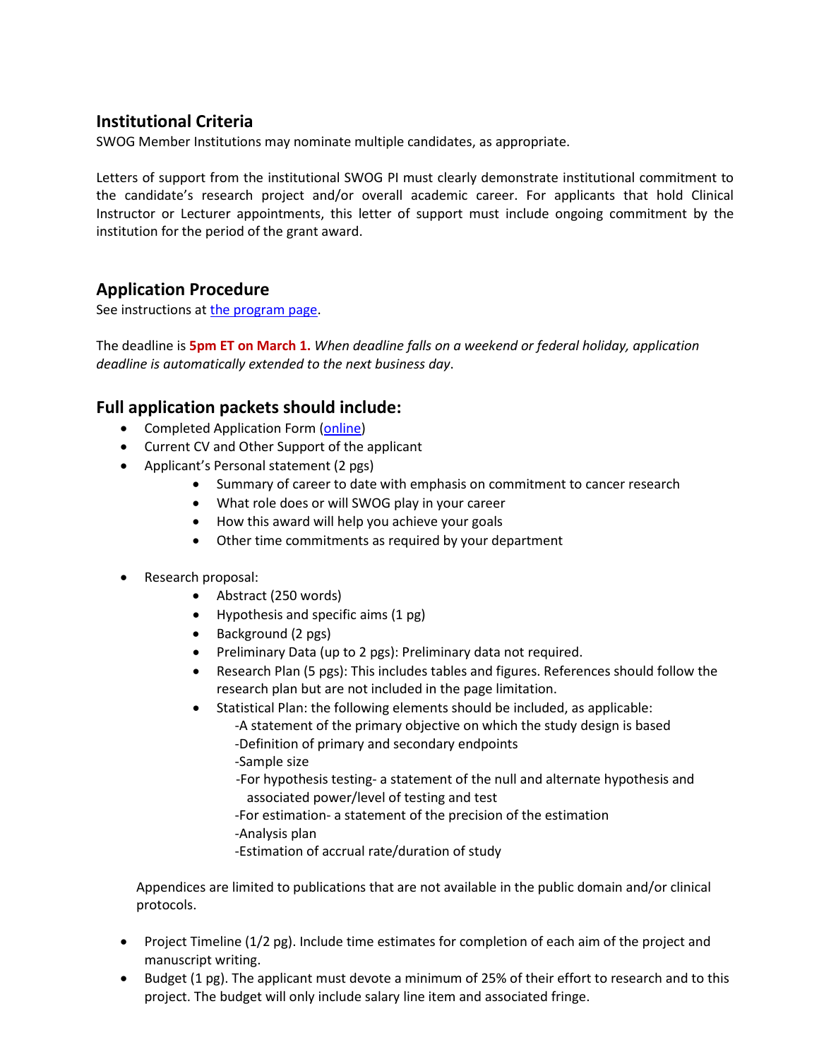## Institutional Criteria

SWOG Member Institutions may nominate multiple candidates, as appropriate.

Letters of support from the institutional SWOG PI must clearly demonstrate institutional commitment to the candidate's research project and/or overall academic career. For applicants that hold Clinical Instructor or Lecturer appointments, this letter of support must include ongoing commitment by the institution for the period of the grant award.

## Application Procedure

See instructions at [the program page](#).

The deadline is **5pm ET on March 1.** *When deadline falls on a weekend or federal holiday, application deadline is automatically extended to the next business day*.

## Full application packets should include:

- Completed Application Form ([online](#))
- Current CV and Other Support of the applicant
- Applicant's Personal statement (2 pgs)
    - Summary of career to date with emphasis on commitment to cancer research
    - What role does or will SWOG play in your career
    - How this award will help you achieve your goals
    - Other time commitments as required by your department

- Research proposal:
    - Abstract (250 words)
    - Hypothesis and specific aims (1 pg)
    - Background (2 pgs)
    - Preliminary Data (up to 2 pgs): Preliminary data not required.
    - Research Plan (5 pgs): This includes tables and figures. References should follow the research plan but are not included in the page limitation.
    - Statistical Plan: the following elements should be included, as applicable:
        - -A statement of the primary objective on which the study design is based
        - -Definition of primary and secondary endpoints
        - -Sample size
        - -For hypothesis testing- a statement of the null and alternate hypothesis and associated power/level of testing and test
        - -For estimation- a statement of the precision of the estimation
        - -Analysis plan
        - -Estimation of accrual rate/duration of study

  Appendices are limited to publications that are not available in the public domain and/or clinical protocols.

- Project Timeline (1/2 pg). Include time estimates for completion of each aim of the project and manuscript writing.
- Budget (1 pg). The applicant must devote a minimum of 25% of their effort to research and to this project. The budget will only include salary line item and associated fringe.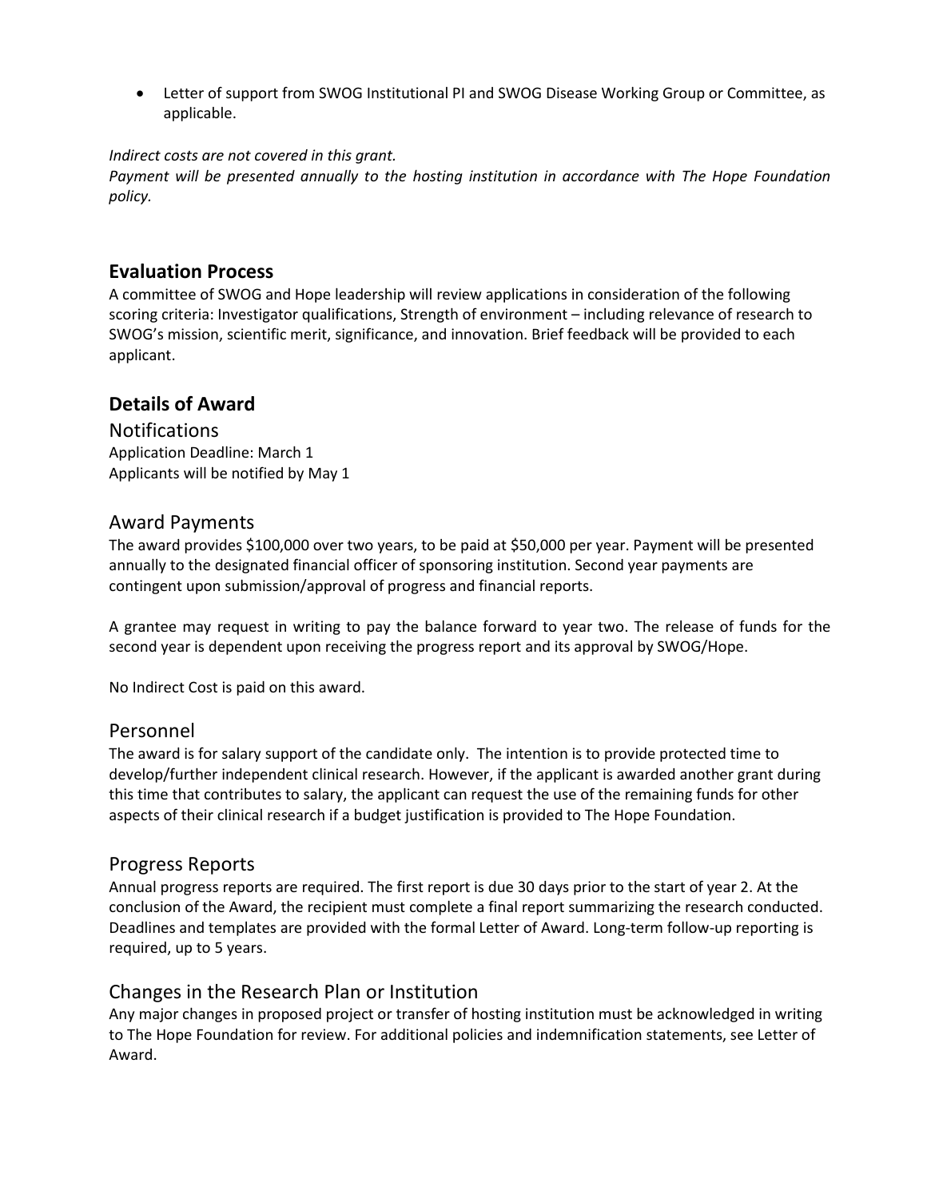- Letter of support from SWOG Institutional PI and SWOG Disease Working Group or Committee, as applicable.

*Indirect costs are not covered in this grant.*
*Payment will be presented annually to the hosting institution in accordance with The Hope Foundation policy.*

## Evaluation Process

A committee of SWOG and Hope leadership will review applications in consideration of the following scoring criteria: Investigator qualifications, Strength of environment – including relevance of research to SWOG's mission, scientific merit, significance, and innovation. Brief feedback will be provided to each applicant.

## Details of Award

### Notifications

Application Deadline: March 1
Applicants will be notified by May 1

### Award Payments

The award provides $100,000 over two years, to be paid at $50,000 per year. Payment will be presented annually to the designated financial officer of sponsoring institution. Second year payments are contingent upon submission/approval of progress and financial reports.

A grantee may request in writing to pay the balance forward to year two. The release of funds for the second year is dependent upon receiving the progress report and its approval by SWOG/Hope.

No Indirect Cost is paid on this award.

### Personnel

The award is for salary support of the candidate only. The intention is to provide protected time to develop/further independent clinical research. However, if the applicant is awarded another grant during this time that contributes to salary, the applicant can request the use of the remaining funds for other aspects of their clinical research if a budget justification is provided to The Hope Foundation.

### Progress Reports

Annual progress reports are required. The first report is due 30 days prior to the start of year 2. At the conclusion of the Award, the recipient must complete a final report summarizing the research conducted. Deadlines and templates are provided with the formal Letter of Award. Long-term follow-up reporting is required, up to 5 years.

### Changes in the Research Plan or Institution

Any major changes in proposed project or transfer of hosting institution must be acknowledged in writing to The Hope Foundation for review. For additional policies and indemnification statements, see Letter of Award.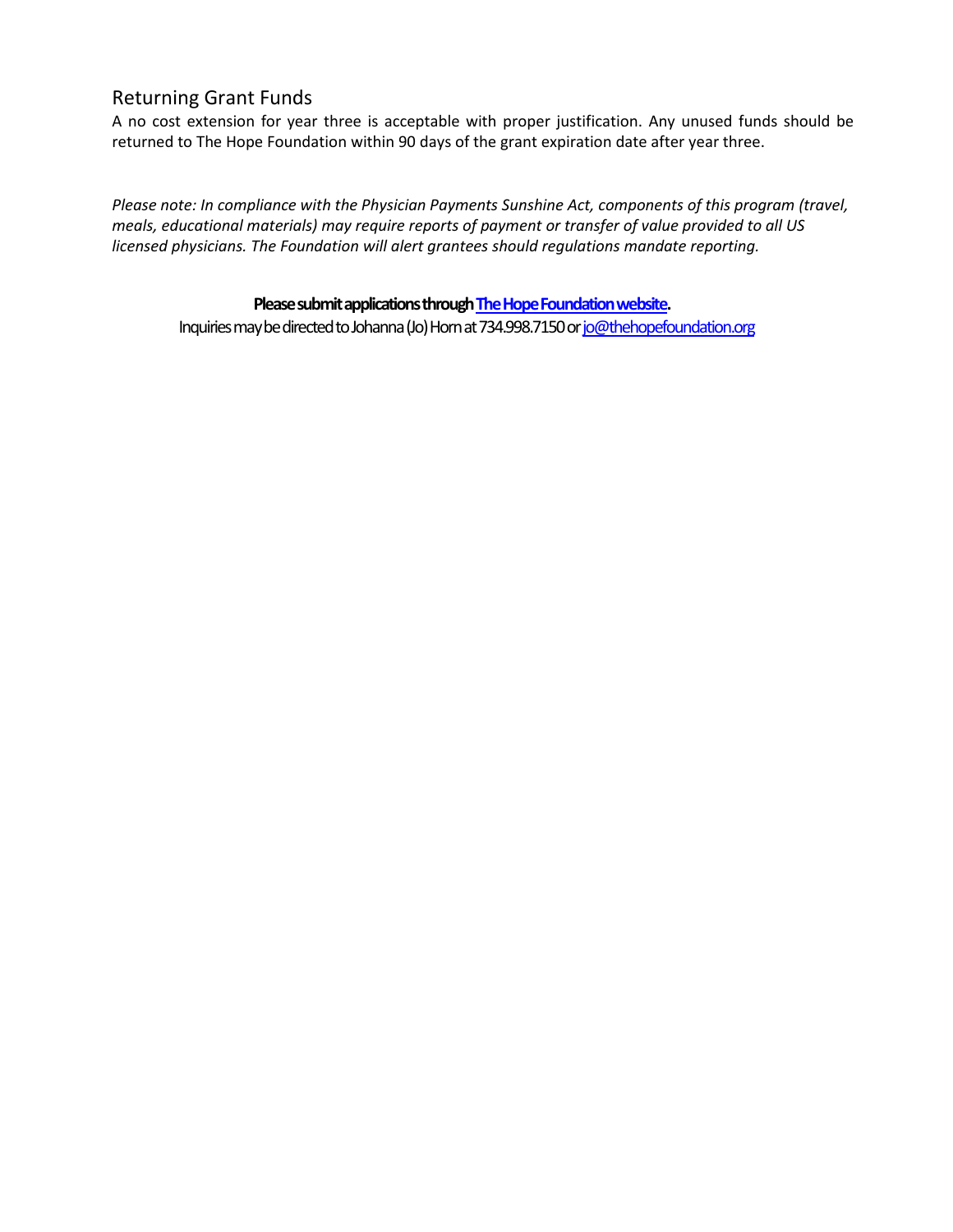## Returning Grant Funds

A no cost extension for year three is acceptable with proper justification. Any unused funds should be returned to The Hope Foundation within 90 days of the grant expiration date after year three.

*Please note: In compliance with the Physician Payments Sunshine Act, components of this program (travel, meals, educational materials) may require reports of payment or transfer of value provided to all US licensed physicians. The Foundation will alert grantees should regulations mandate reporting.*

**Please submit applications through The Hope Foundation website.**

Inquiries may be directed to Johanna (Jo) Horn at 734.998.7150 or jo@thehopefoundation.org